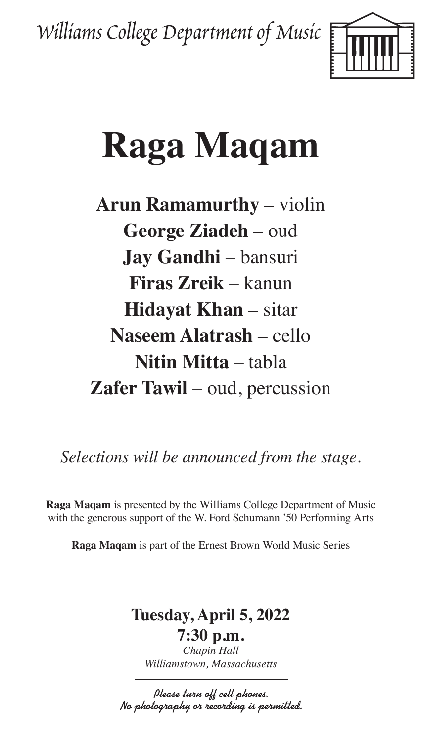*Williams College Department of Music*

# Raga Maqam

**Arun Ramamurthy** – violin
**George Ziadeh** – oud
**Jay Gandhi** – bansuri
**Firas Zreik** – kanun
**Hidayat Khan** – sitar
**Naseem Alatrash** – cello
**Nitin Mitta** – tabla
**Zafer Tawil** – oud, percussion

*Selections will be announced from the stage.*

**Raga Maqam** is presented by the Williams College Department of Music with the generous support of the W. Ford Schumann '50 Performing Arts

**Raga Maqam** is part of the Ernest Brown World Music Series

**Tuesday, April 5, 2022**
**7:30 p.m.**
*Chapin Hall*
*Williamstown, Massachusetts*

*Please turn off cell phones.*
*No photography or recording is permitted.*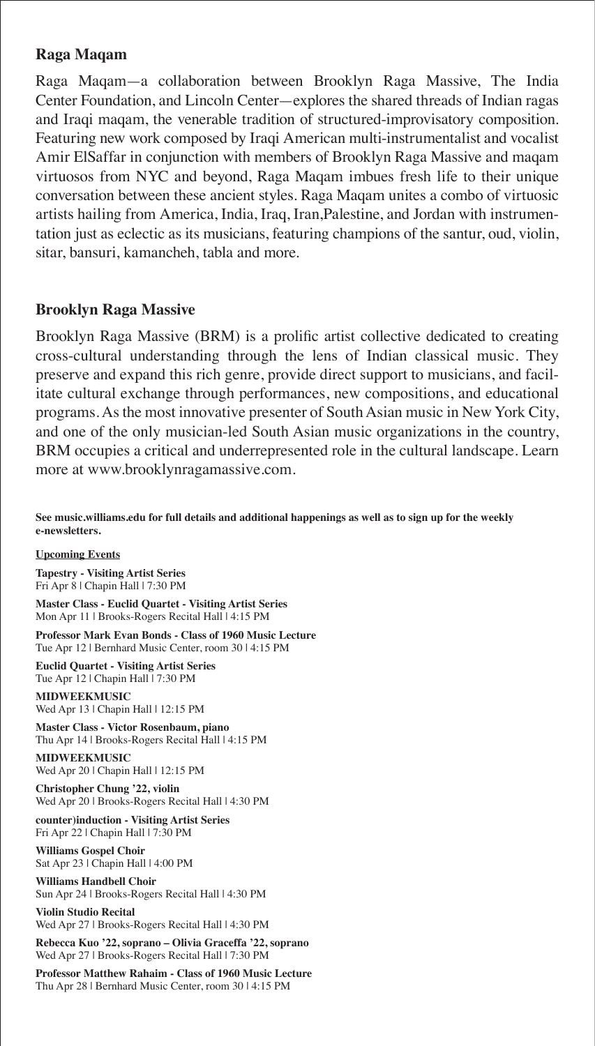## Raga Maqam

Raga Maqam—a collaboration between Brooklyn Raga Massive, The India Center Foundation, and Lincoln Center—explores the shared threads of Indian ragas and Iraqi maqam, the venerable tradition of structured-improvisatory composition. Featuring new work composed by Iraqi American multi-instrumentalist and vocalist Amir ElSaffar in conjunction with members of Brooklyn Raga Massive and maqam virtuosos from NYC and beyond, Raga Maqam imbues fresh life to their unique conversation between these ancient styles. Raga Maqam unites a combo of virtuosic artists hailing from America, India, Iraq, Iran,Palestine, and Jordan with instrumentation just as eclectic as its musicians, featuring champions of the santur, oud, violin, sitar, bansuri, kamancheh, tabla and more.

## Brooklyn Raga Massive

Brooklyn Raga Massive (BRM) is a prolific artist collective dedicated to creating cross-cultural understanding through the lens of Indian classical music. They preserve and expand this rich genre, provide direct support to musicians, and facilitate cultural exchange through performances, new compositions, and educational programs. As the most innovative presenter of South Asian music in New York City, and one of the only musician-led South Asian music organizations in the country, BRM occupies a critical and underrepresented role in the cultural landscape. Learn more at www.brooklynragamassive.com.

**See music.williams.edu for full details and additional happenings as well as to sign up for the weekly e-newsletters.**

**Upcoming Events**

**Tapestry - Visiting Artist Series**
Fri Apr 8 | Chapin Hall | 7:30 PM

**Master Class - Euclid Quartet - Visiting Artist Series**
Mon Apr 11 | Brooks-Rogers Recital Hall | 4:15 PM

**Professor Mark Evan Bonds - Class of 1960 Music Lecture**
Tue Apr 12 | Bernhard Music Center, room 30 | 4:15 PM

**Euclid Quartet - Visiting Artist Series**
Tue Apr 12 | Chapin Hall | 7:30 PM

**MIDWEEKMUSIC**
Wed Apr 13 | Chapin Hall | 12:15 PM

**Master Class - Victor Rosenbaum, piano**
Thu Apr 14 | Brooks-Rogers Recital Hall | 4:15 PM

**MIDWEEKMUSIC**
Wed Apr 20 | Chapin Hall | 12:15 PM

**Christopher Chung '22, violin**
Wed Apr 20 | Brooks-Rogers Recital Hall | 4:30 PM

**counter)induction - Visiting Artist Series**
Fri Apr 22 | Chapin Hall | 7:30 PM

**Williams Gospel Choir**
Sat Apr 23 | Chapin Hall | 4:00 PM

**Williams Handbell Choir**
Sun Apr 24 | Brooks-Rogers Recital Hall | 4:30 PM

**Violin Studio Recital**
Wed Apr 27 | Brooks-Rogers Recital Hall | 4:30 PM

**Rebecca Kuo '22, soprano – Olivia Graceffa '22, soprano**
Wed Apr 27 | Brooks-Rogers Recital Hall | 7:30 PM

**Professor Matthew Rahaim - Class of 1960 Music Lecture**
Thu Apr 28 | Bernhard Music Center, room 30 | 4:15 PM